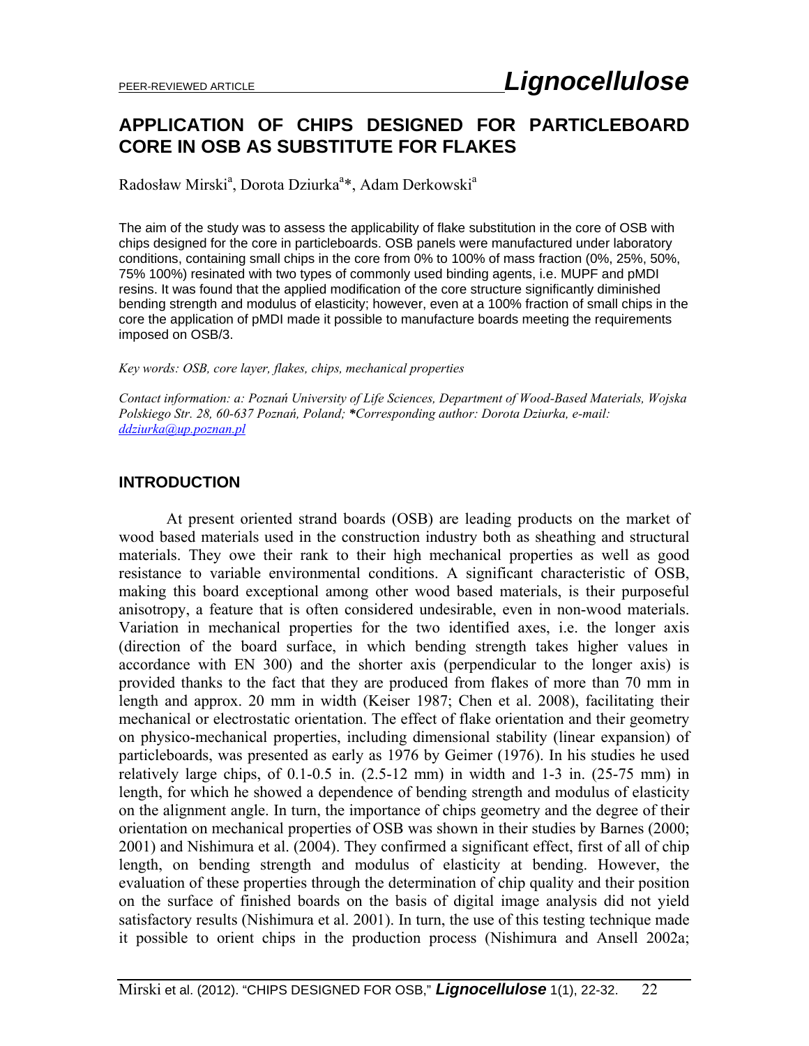# APPLICATION OF CHIPS DESIGNED FOR PARTICLEBOARD CORE IN OSB AS SUBSTITUTE FOR FLAKES

Radosław Mirski[a], Dorota Dziurka[a]*, Adam Derkowski[a]

The aim of the study was to assess the applicability of flake substitution in the core of OSB with chips designed for the core in particleboards. OSB panels were manufactured under laboratory conditions, containing small chips in the core from 0% to 100% of mass fraction (0%, 25%, 50%, 75% 100%) resinated with two types of commonly used binding agents, i.e. MUPF and pMDI resins. It was found that the applied modification of the core structure significantly diminished bending strength and modulus of elasticity; however, even at a 100% fraction of small chips in the core the application of pMDI made it possible to manufacture boards meeting the requirements imposed on OSB/3.

*Key words: OSB, core layer, flakes, chips, mechanical properties*

*Contact information: a: Poznań University of Life Sciences, Department of Wood-Based Materials, Wojska Polskiego Str. 28, 60-637 Poznań, Poland; *Corresponding author: Dorota Dziurka, e-mail: ddziurka@up.poznan.pl*

## INTRODUCTION

At present oriented strand boards (OSB) are leading products on the market of wood based materials used in the construction industry both as sheathing and structural materials. They owe their rank to their high mechanical properties as well as good resistance to variable environmental conditions. A significant characteristic of OSB, making this board exceptional among other wood based materials, is their purposeful anisotropy, a feature that is often considered undesirable, even in non-wood materials. Variation in mechanical properties for the two identified axes, i.e. the longer axis (direction of the board surface, in which bending strength takes higher values in accordance with EN 300) and the shorter axis (perpendicular to the longer axis) is provided thanks to the fact that they are produced from flakes of more than 70 mm in length and approx. 20 mm in width (Keiser 1987; Chen et al. 2008), facilitating their mechanical or electrostatic orientation. The effect of flake orientation and their geometry on physico-mechanical properties, including dimensional stability (linear expansion) of particleboards, was presented as early as 1976 by Geimer (1976). In his studies he used relatively large chips, of 0.1-0.5 in. (2.5-12 mm) in width and 1-3 in. (25-75 mm) in length, for which he showed a dependence of bending strength and modulus of elasticity on the alignment angle. In turn, the importance of chips geometry and the degree of their orientation on mechanical properties of OSB was shown in their studies by Barnes (2000; 2001) and Nishimura et al. (2004). They confirmed a significant effect, first of all of chip length, on bending strength and modulus of elasticity at bending. However, the evaluation of these properties through the determination of chip quality and their position on the surface of finished boards on the basis of digital image analysis did not yield satisfactory results (Nishimura et al. 2001). In turn, the use of this testing technique made it possible to orient chips in the production process (Nishimura and Ansell 2002a;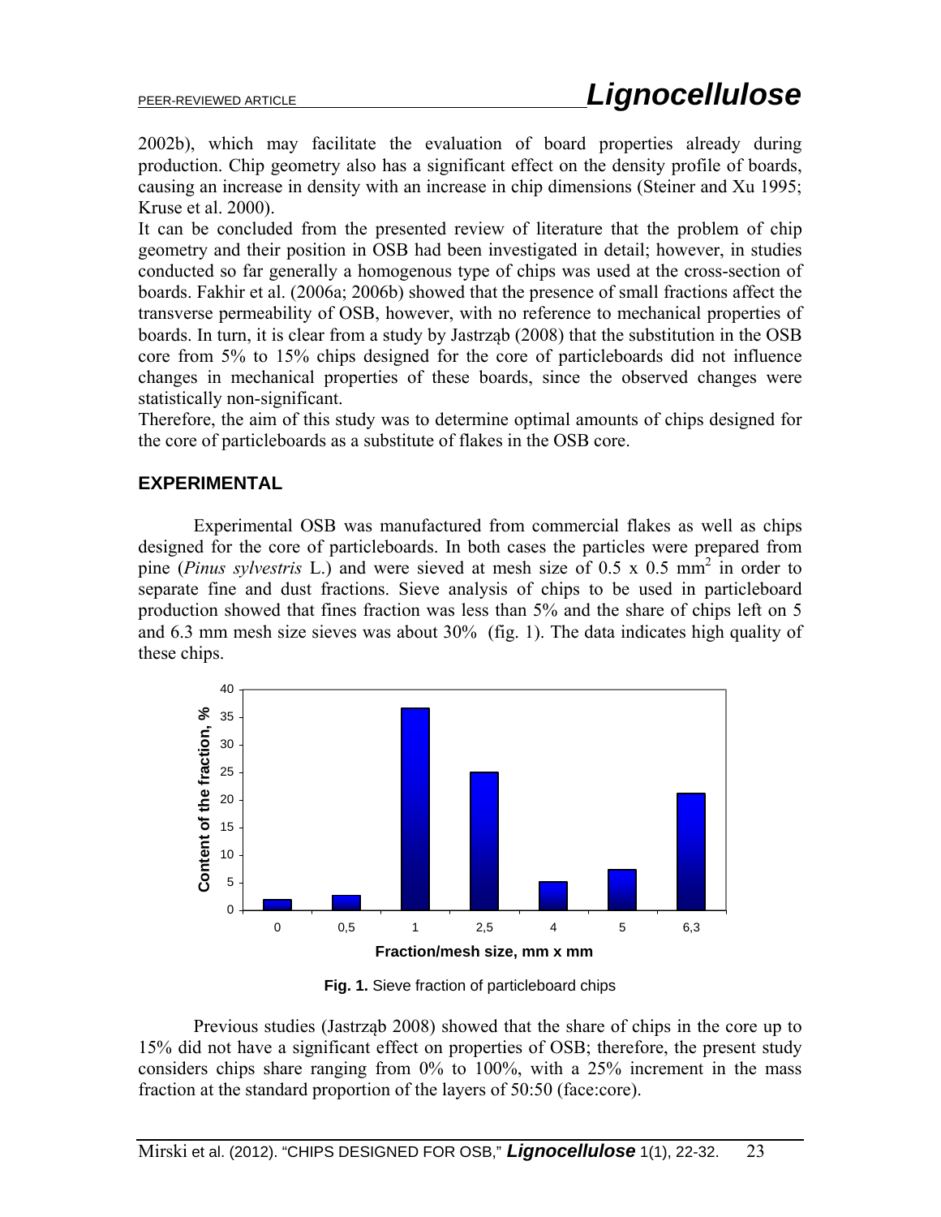2002b), which may facilitate the evaluation of board properties already during production. Chip geometry also has a significant effect on the density profile of boards, causing an increase in density with an increase in chip dimensions (Steiner and Xu 1995; Kruse et al. 2000).

It can be concluded from the presented review of literature that the problem of chip geometry and their position in OSB had been investigated in detail; however, in studies conducted so far generally a homogenous type of chips was used at the cross-section of boards. Fakhir et al. (2006a; 2006b) showed that the presence of small fractions affect the transverse permeability of OSB, however, with no reference to mechanical properties of boards. In turn, it is clear from a study by Jastrząb (2008) that the substitution in the OSB core from 5% to 15% chips designed for the core of particleboards did not influence changes in mechanical properties of these boards, since the observed changes were statistically non-significant.

Therefore, the aim of this study was to determine optimal amounts of chips designed for the core of particleboards as a substitute of flakes in the OSB core.

## EXPERIMENTAL

Experimental OSB was manufactured from commercial flakes as well as chips designed for the core of particleboards. In both cases the particles were prepared from pine (*Pinus sylvestris* L.) and were sieved at mesh size of 0.5 x 0.5 mm$^2$ in order to separate fine and dust fractions. Sieve analysis of chips to be used in particleboard production showed that fines fraction was less than 5% and the share of chips left on 5 and 6.3 mm mesh size sieves was about 30% (fig. 1). The data indicates high quality of these chips.

**Fig. 1.** Sieve fraction of particleboard chips

Previous studies (Jastrząb 2008) showed that the share of chips in the core up to 15% did not have a significant effect on properties of OSB; therefore, the present study considers chips share ranging from 0% to 100%, with a 25% increment in the mass fraction at the standard proportion of the layers of 50:50 (face:core).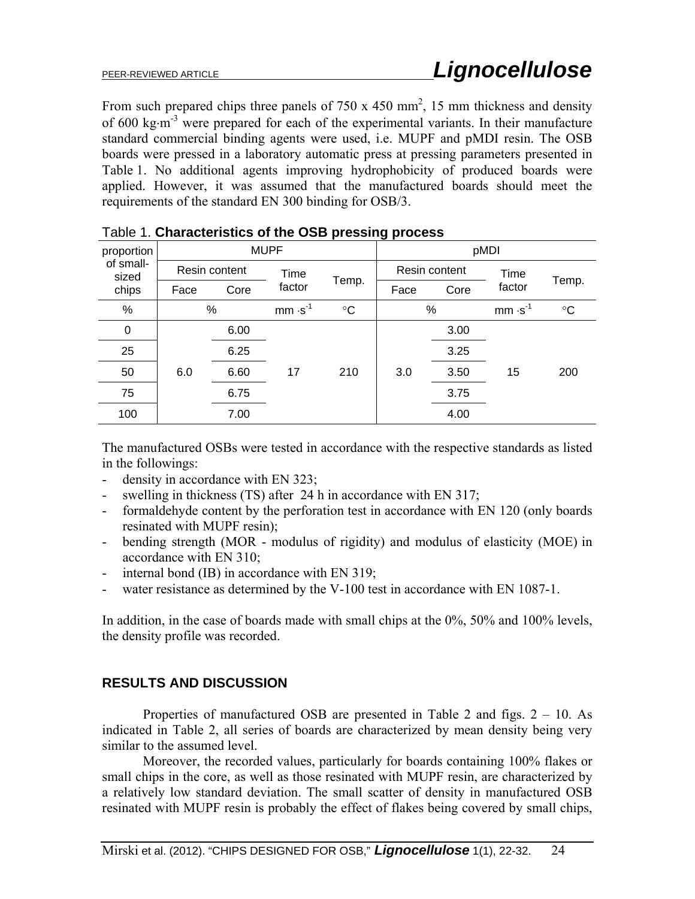From such prepared chips three panels of 750 x 450 mm$^2$, 15 mm thickness and density of 600 kg·m$^{-3}$ were prepared for each of the experimental variants. In their manufacture standard commercial binding agents were used, i.e. MUPF and pMDI resin. The OSB boards were pressed in a laboratory automatic press at pressing parameters presented in Table 1. No additional agents improving hydrophobicity of produced boards were applied. However, it was assumed that the manufactured boards should meet the requirements of the standard EN 300 binding for OSB/3.

Table 1. **Characteristics of the OSB pressing process**

| proportion of small-sized chips | MUPF | | | | pMDI | | | |
|---|---|---|---|---|---|---|---|---|
| | Resin content | | Time factor | Temp. | Resin content | | Time factor | Temp. |
| | Face | Core | | | Face | Core | | |
| % | % | | mm ·s$^{-1}$ | °C | % | | mm ·s$^{-1}$ | °C |
| 0 | 6.0 | 6.00 | 17 | 210 | 3.0 | 3.00 | 15 | 200 |
| 25 | | 6.25 | | | | 3.25 | | |
| 50 | | 6.60 | | | | 3.50 | | |
| 75 | | 6.75 | | | | 3.75 | | |
| 100 | | 7.00 | | | | 4.00 | | |

The manufactured OSBs were tested in accordance with the respective standards as listed in the followings:

- density in accordance with EN 323;
- swelling in thickness (TS) after 24 h in accordance with EN 317;
- formaldehyde content by the perforation test in accordance with EN 120 (only boards resinated with MUPF resin);
- bending strength (MOR - modulus of rigidity) and modulus of elasticity (MOE) in accordance with EN 310;
- internal bond (IB) in accordance with EN 319;
- water resistance as determined by the V-100 test in accordance with EN 1087-1.

In addition, in the case of boards made with small chips at the 0%, 50% and 100% levels, the density profile was recorded.

## RESULTS AND DISCUSSION

Properties of manufactured OSB are presented in Table 2 and figs. 2 – 10. As indicated in Table 2, all series of boards are characterized by mean density being very similar to the assumed level.

Moreover, the recorded values, particularly for boards containing 100% flakes or small chips in the core, as well as those resinated with MUPF resin, are characterized by a relatively low standard deviation. The small scatter of density in manufactured OSB resinated with MUPF resin is probably the effect of flakes being covered by small chips,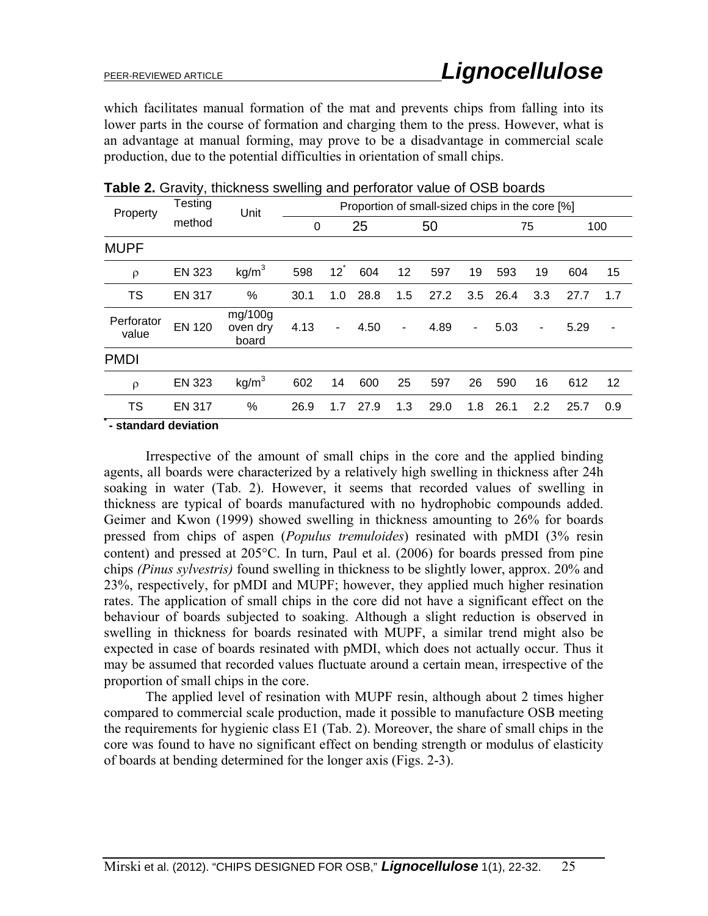which facilitates manual formation of the mat and prevents chips from falling into its lower parts in the course of formation and charging them to the press. However, what is an advantage at manual forming, may prove to be a disadvantage in commercial scale production, due to the potential difficulties in orientation of small chips.

**Table 2.** Gravity, thickness swelling and perforator value of OSB boards

| Property | Testing method | Unit | Proportion of small-sized chips in the core [%] | | | | | | | | | |
|---|---|---|---|---|---|---|---|---|---|---|---|---|
| | | | 0 | | 25 | | 50 | | 75 | | 100 | |
| **MUPF** | | | | | | | | | | | | |
| ρ | EN 323 | kg/m$^3$ | 598 | 12* | 604 | 12 | 597 | 19 | 593 | 19 | 604 | 15 |
| TS | EN 317 | % | 30.1 | 1.0 | 28.8 | 1.5 | 27.2 | 3.5 | 26.4 | 3.3 | 27.7 | 1.7 |
| Perforator value | EN 120 | mg/100g oven dry board | 4.13 | - | 4.50 | - | 4.89 | - | 5.03 | - | 5.29 | - |
| **PMDI** | | | | | | | | | | | | |
| ρ | EN 323 | kg/m$^3$ | 602 | 14 | 600 | 25 | 597 | 26 | 590 | 16 | 612 | 12 |
| TS | EN 317 | % | 26.9 | 1.7 | 27.9 | 1.3 | 29.0 | 1.8 | 26.1 | 2.2 | 25.7 | 0.9 |

**\* - standard deviation**

Irrespective of the amount of small chips in the core and the applied binding agents, all boards were characterized by a relatively high swelling in thickness after 24h soaking in water (Tab. 2). However, it seems that recorded values of swelling in thickness are typical of boards manufactured with no hydrophobic compounds added. Geimer and Kwon (1999) showed swelling in thickness amounting to 26% for boards pressed from chips of aspen (*Populus tremuloides*) resinated with pMDI (3% resin content) and pressed at 205°C. In turn, Paul et al. (2006) for boards pressed from pine chips *(Pinus sylvestris)* found swelling in thickness to be slightly lower, approx. 20% and 23%, respectively, for pMDI and MUPF; however, they applied much higher resination rates. The application of small chips in the core did not have a significant effect on the behaviour of boards subjected to soaking. Although a slight reduction is observed in swelling in thickness for boards resinated with MUPF, a similar trend might also be expected in case of boards resinated with pMDI, which does not actually occur. Thus it may be assumed that recorded values fluctuate around a certain mean, irrespective of the proportion of small chips in the core.

The applied level of resination with MUPF resin, although about 2 times higher compared to commercial scale production, made it possible to manufacture OSB meeting the requirements for hygienic class E1 (Tab. 2). Moreover, the share of small chips in the core was found to have no significant effect on bending strength or modulus of elasticity of boards at bending determined for the longer axis (Figs. 2-3).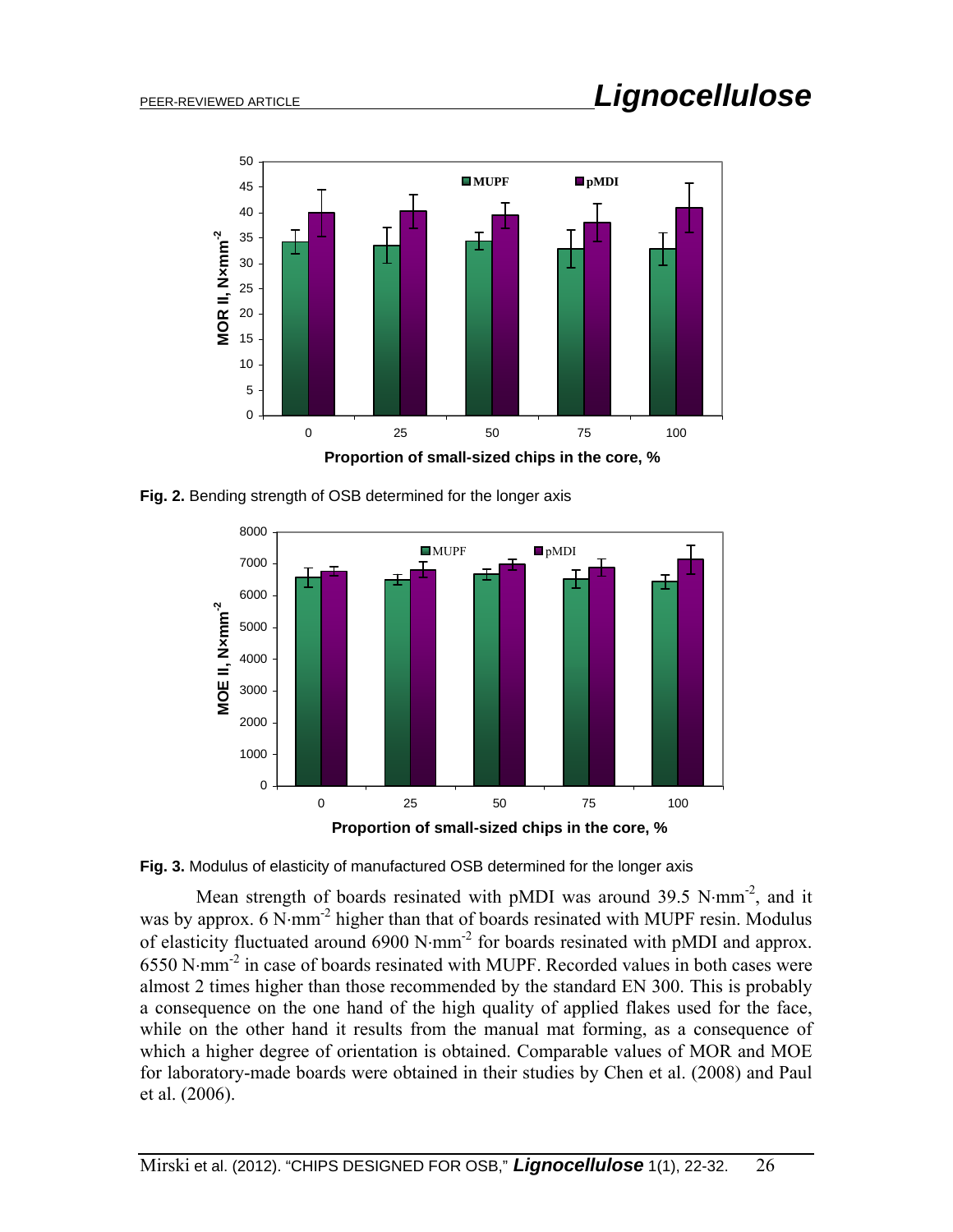**Fig. 2.** Bending strength of OSB determined for the longer axis

**Fig. 3.** Modulus of elasticity of manufactured OSB determined for the longer axis

Mean strength of boards resinated with pMDI was around 39.5 $N{\cdot}mm^{-2}$, and it was by approx. 6 $N{\cdot}mm^{-2}$ higher than that of boards resinated with MUPF resin. Modulus of elasticity fluctuated around 6900 $N{\cdot}mm^{-2}$ for boards resinated with pMDI and approx. 6550 $N{\cdot}mm^{-2}$ in case of boards resinated with MUPF. Recorded values in both cases were almost 2 times higher than those recommended by the standard EN 300. This is probably a consequence on the one hand of the high quality of applied flakes used for the face, while on the other hand it results from the manual mat forming, as a consequence of which a higher degree of orientation is obtained. Comparable values of MOR and MOE for laboratory-made boards were obtained in their studies by Chen et al. (2008) and Paul et al. (2006).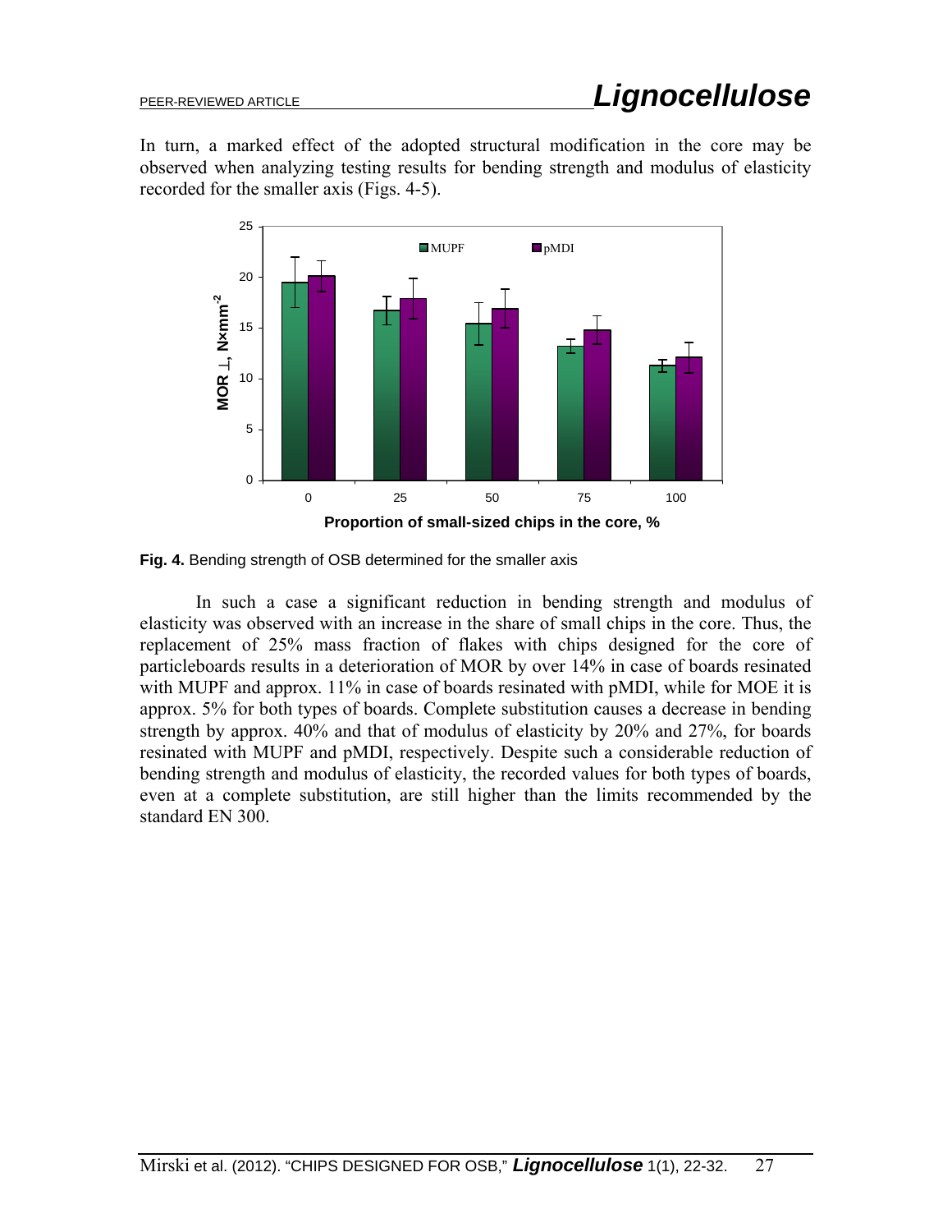In turn, a marked effect of the adopted structural modification in the core may be observed when analyzing testing results for bending strength and modulus of elasticity recorded for the smaller axis (Figs. 4-5).

**Fig. 4.** Bending strength of OSB determined for the smaller axis

In such a case a significant reduction in bending strength and modulus of elasticity was observed with an increase in the share of small chips in the core. Thus, the replacement of 25% mass fraction of flakes with chips designed for the core of particleboards results in a deterioration of MOR by over 14% in case of boards resinated with MUPF and approx. 11% in case of boards resinated with pMDI, while for MOE it is approx. 5% for both types of boards. Complete substitution causes a decrease in bending strength by approx. 40% and that of modulus of elasticity by 20% and 27%, for boards resinated with MUPF and pMDI, respectively. Despite such a considerable reduction of bending strength and modulus of elasticity, the recorded values for both types of boards, even at a complete substitution, are still higher than the limits recommended by the standard EN 300.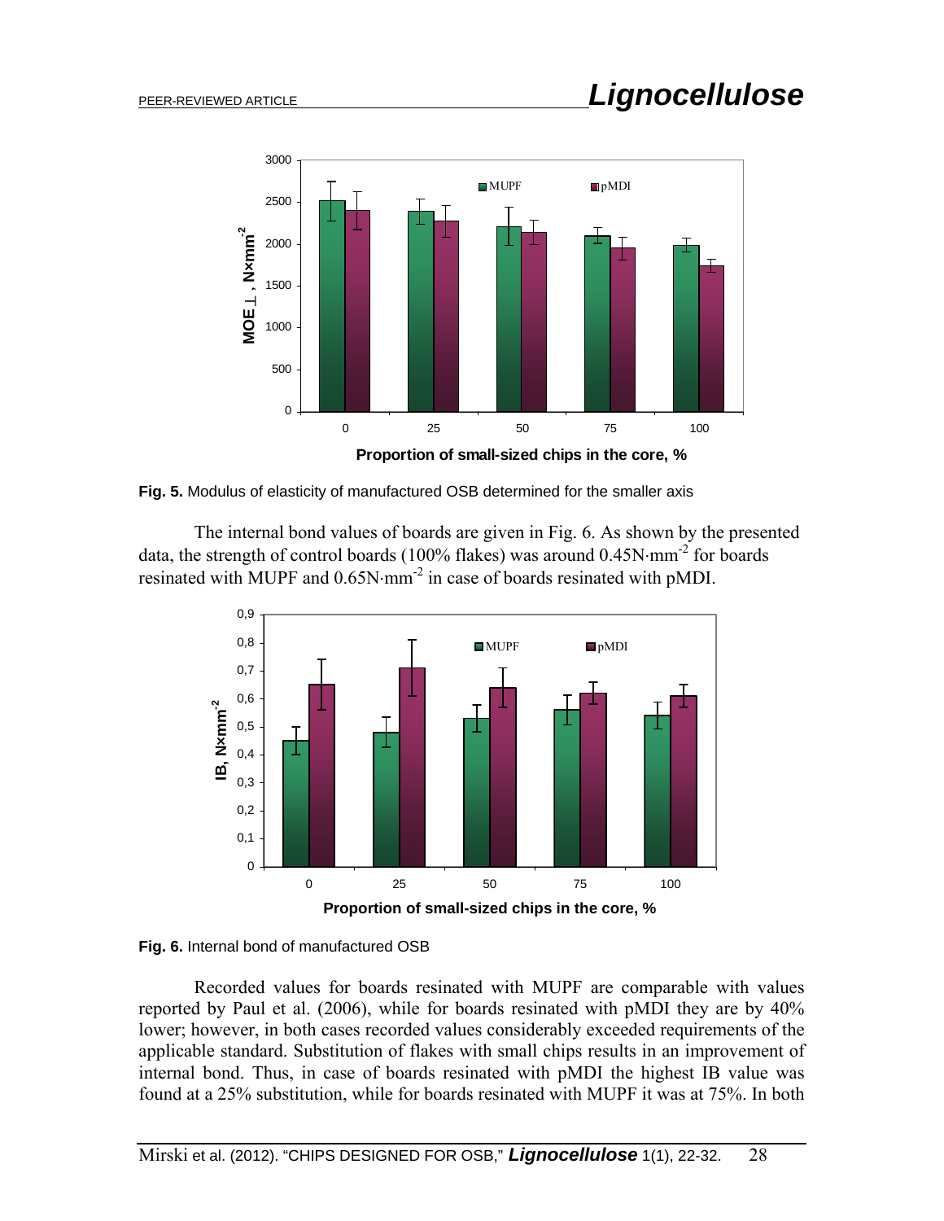Fig. 5. Modulus of elasticity of manufactured OSB determined for the smaller axis

The internal bond values of boards are given in Fig. 6. As shown by the presented data, the strength of control boards (100% flakes) was around 0.45N·mm$^{-2}$ for boards resinated with MUPF and 0.65N·mm$^{-2}$ in case of boards resinated with pMDI.

Fig. 6. Internal bond of manufactured OSB

Recorded values for boards resinated with MUPF are comparable with values reported by Paul et al. (2006), while for boards resinated with pMDI they are by 40% lower; however, in both cases recorded values considerably exceeded requirements of the applicable standard. Substitution of flakes with small chips results in an improvement of internal bond. Thus, in case of boards resinated with pMDI the highest IB value was found at a 25% substitution, while for boards resinated with MUPF it was at 75%. In both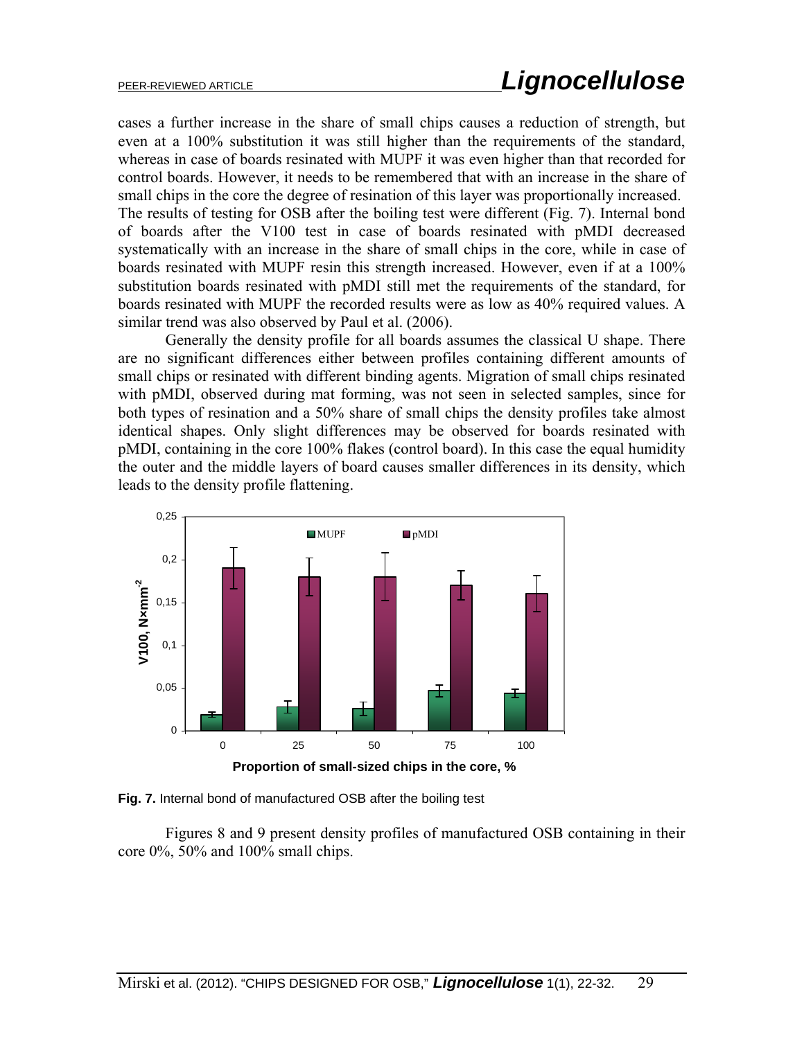cases a further increase in the share of small chips causes a reduction of strength, but even at a 100% substitution it was still higher than the requirements of the standard, whereas in case of boards resinated with MUPF it was even higher than that recorded for control boards. However, it needs to be remembered that with an increase in the share of small chips in the core the degree of resination of this layer was proportionally increased. The results of testing for OSB after the boiling test were different (Fig. 7). Internal bond of boards after the V100 test in case of boards resinated with pMDI decreased systematically with an increase in the share of small chips in the core, while in case of boards resinated with MUPF resin this strength increased. However, even if at a 100% substitution boards resinated with pMDI still met the requirements of the standard, for boards resinated with MUPF the recorded results were as low as 40% required values. A similar trend was also observed by Paul et al. (2006).

Generally the density profile for all boards assumes the classical U shape. There are no significant differences either between profiles containing different amounts of small chips or resinated with different binding agents. Migration of small chips resinated with pMDI, observed during mat forming, was not seen in selected samples, since for both types of resination and a 50% share of small chips the density profiles take almost identical shapes. Only slight differences may be observed for boards resinated with pMDI, containing in the core 100% flakes (control board). In this case the equal humidity the outer and the middle layers of board causes smaller differences in its density, which leads to the density profile flattening.

**Fig. 7.** Internal bond of manufactured OSB after the boiling test

Figures 8 and 9 present density profiles of manufactured OSB containing in their core 0%, 50% and 100% small chips.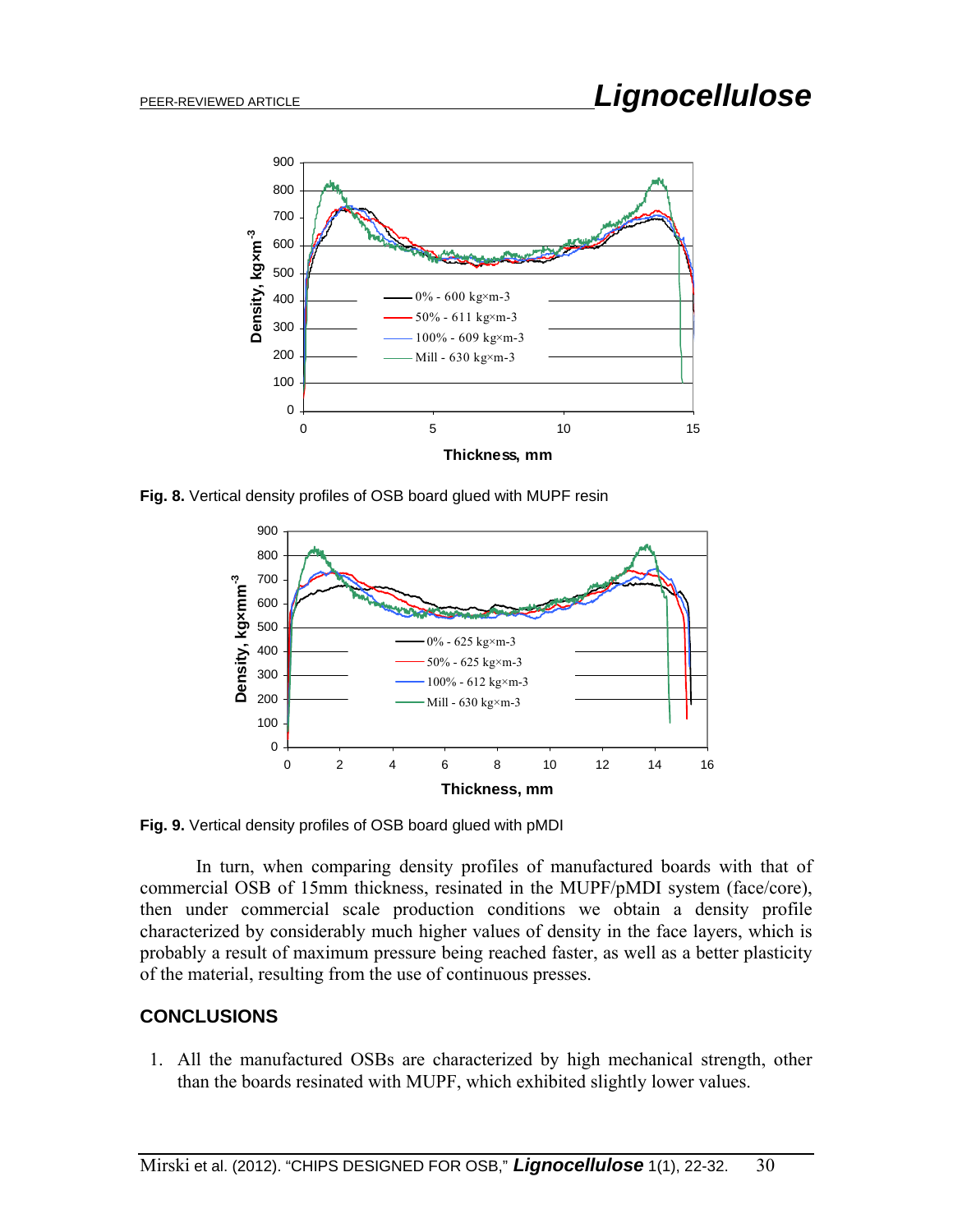**Fig. 8.** Vertical density profiles of OSB board glued with MUPF resin

**Fig. 9.** Vertical density profiles of OSB board glued with pMDI

In turn, when comparing density profiles of manufactured boards with that of commercial OSB of 15mm thickness, resinated in the MUPF/pMDI system (face/core), then under commercial scale production conditions we obtain a density profile characterized by considerably much higher values of density in the face layers, which is probably a result of maximum pressure being reached faster, as well as a better plasticity of the material, resulting from the use of continuous presses.

## CONCLUSIONS

1. All the manufactured OSBs are characterized by high mechanical strength, other than the boards resinated with MUPF, which exhibited slightly lower values.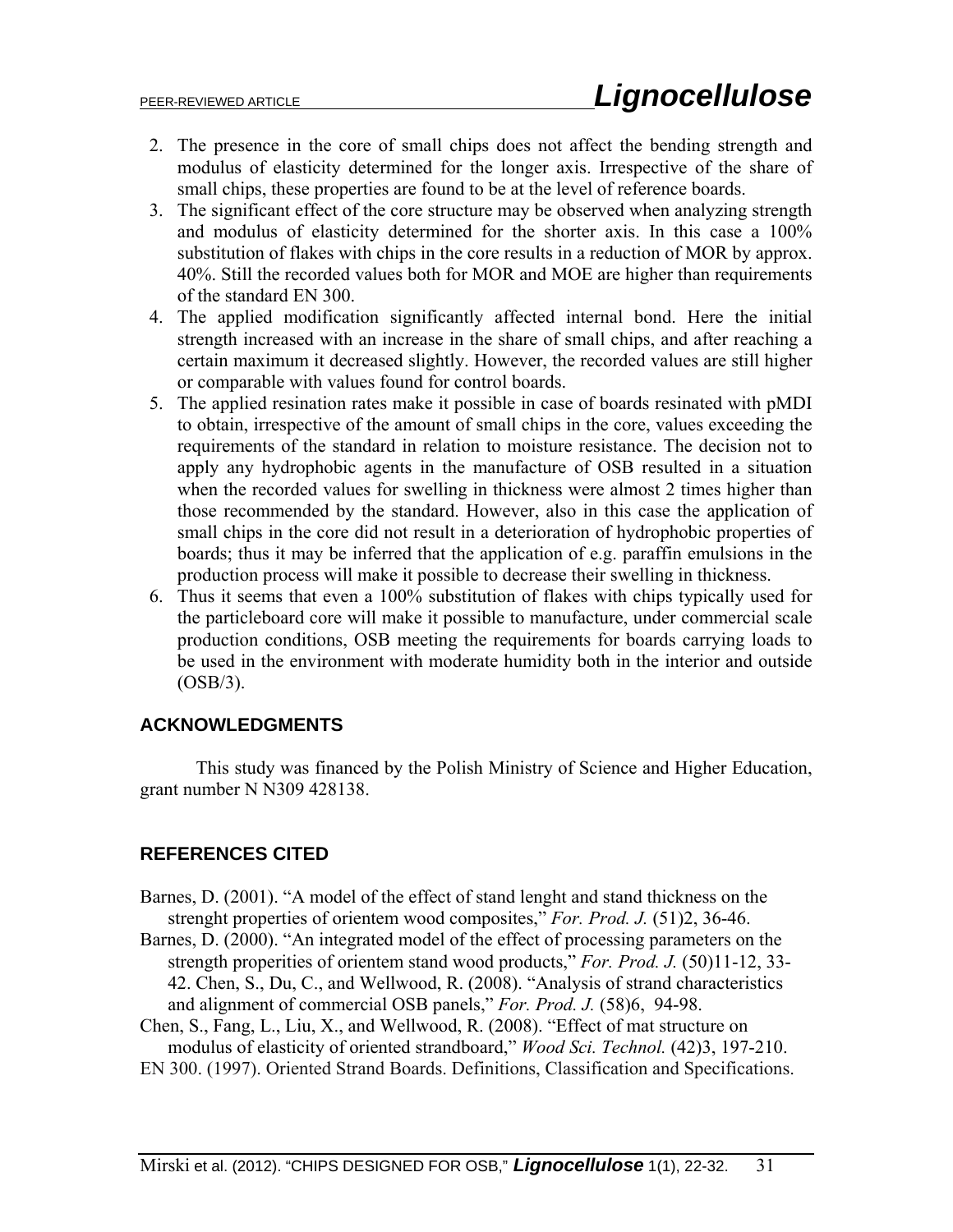2. The presence in the core of small chips does not affect the bending strength and modulus of elasticity determined for the longer axis. Irrespective of the share of small chips, these properties are found to be at the level of reference boards.
3. The significant effect of the core structure may be observed when analyzing strength and modulus of elasticity determined for the shorter axis. In this case a 100% substitution of flakes with chips in the core results in a reduction of MOR by approx. 40%. Still the recorded values both for MOR and MOE are higher than requirements of the standard EN 300.
4. The applied modification significantly affected internal bond. Here the initial strength increased with an increase in the share of small chips, and after reaching a certain maximum it decreased slightly. However, the recorded values are still higher or comparable with values found for control boards.
5. The applied resination rates make it possible in case of boards resinated with pMDI to obtain, irrespective of the amount of small chips in the core, values exceeding the requirements of the standard in relation to moisture resistance. The decision not to apply any hydrophobic agents in the manufacture of OSB resulted in a situation when the recorded values for swelling in thickness were almost 2 times higher than those recommended by the standard. However, also in this case the application of small chips in the core did not result in a deterioration of hydrophobic properties of boards; thus it may be inferred that the application of e.g. paraffin emulsions in the production process will make it possible to decrease their swelling in thickness.
6. Thus it seems that even a 100% substitution of flakes with chips typically used for the particleboard core will make it possible to manufacture, under commercial scale production conditions, OSB meeting the requirements for boards carrying loads to be used in the environment with moderate humidity both in the interior and outside (OSB/3).

## ACKNOWLEDGMENTS

This study was financed by the Polish Ministry of Science and Higher Education, grant number N N309 428138.

## REFERENCES CITED

Barnes, D. (2001). "A model of the effect of stand lenght and stand thickness on the strenght properties of orientem wood composites," *For. Prod. J.* (51)2, 36-46.

Barnes, D. (2000). "An integrated model of the effect of processing parameters on the strength properities of orientem stand wood products," *For. Prod. J.* (50)11-12, 33-42. Chen, S., Du, C., and Wellwood, R. (2008). "Analysis of strand characteristics and alignment of commercial OSB panels," *For. Prod. J.* (58)6, 94-98.

Chen, S., Fang, L., Liu, X., and Wellwood, R. (2008). "Effect of mat structure on modulus of elasticity of oriented strandboard," *Wood Sci. Technol.* (42)3, 197-210.

EN 300. (1997). Oriented Strand Boards. Definitions, Classification and Specifications.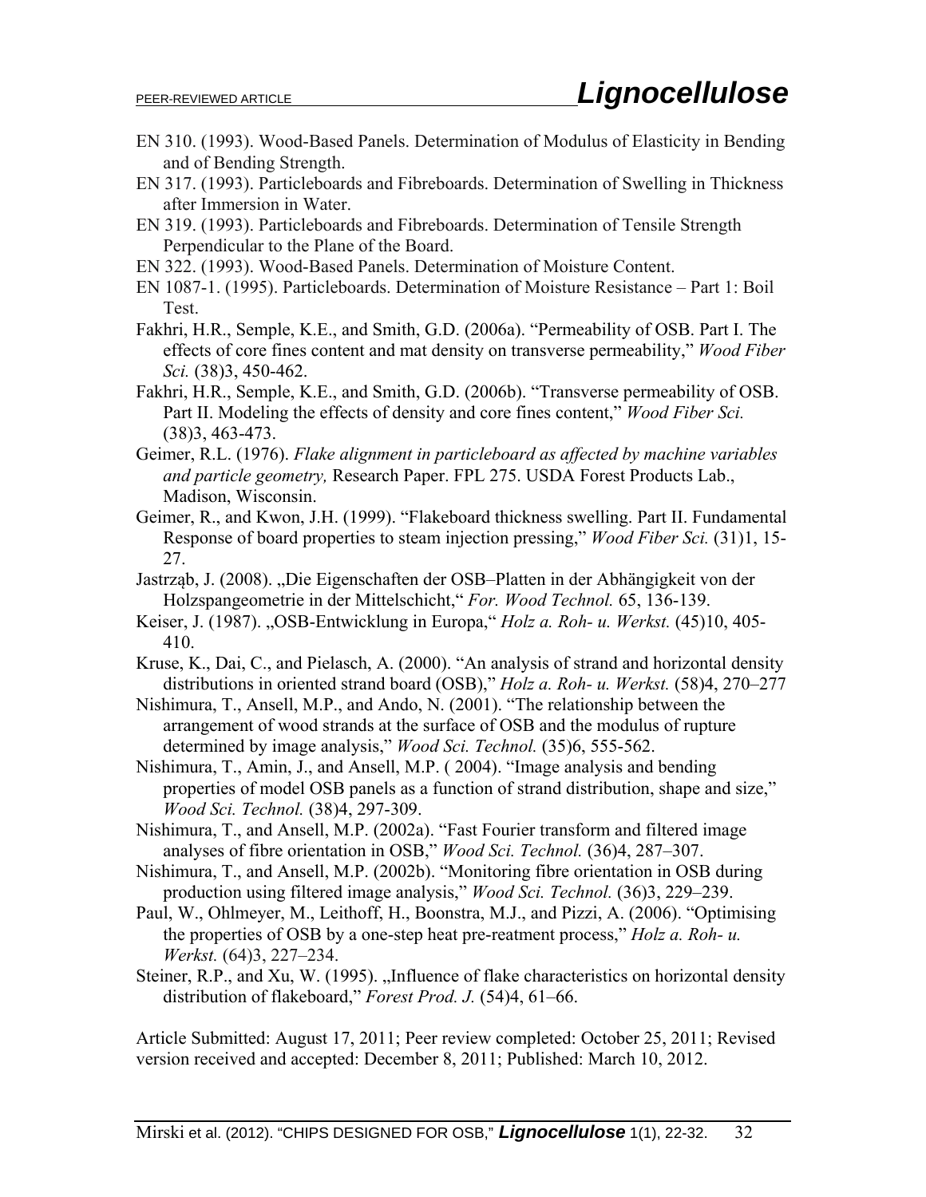EN 310. (1993). Wood-Based Panels. Determination of Modulus of Elasticity in Bending and of Bending Strength.

EN 317. (1993). Particleboards and Fibreboards. Determination of Swelling in Thickness after Immersion in Water.

EN 319. (1993). Particleboards and Fibreboards. Determination of Tensile Strength Perpendicular to the Plane of the Board.

EN 322. (1993). Wood-Based Panels. Determination of Moisture Content.

EN 1087-1. (1995). Particleboards. Determination of Moisture Resistance – Part 1: Boil Test.

Fakhri, H.R., Semple, K.E., and Smith, G.D. (2006a). "Permeability of OSB. Part I. The effects of core fines content and mat density on transverse permeability," *Wood Fiber Sci.* (38)3, 450-462.

Fakhri, H.R., Semple, K.E., and Smith, G.D. (2006b). "Transverse permeability of OSB. Part II. Modeling the effects of density and core fines content," *Wood Fiber Sci.* (38)3, 463-473.

Geimer, R.L. (1976). *Flake alignment in particleboard as affected by machine variables and particle geometry,* Research Paper. FPL 275. USDA Forest Products Lab., Madison, Wisconsin.

Geimer, R., and Kwon, J.H. (1999). "Flakeboard thickness swelling. Part II. Fundamental Response of board properties to steam injection pressing," *Wood Fiber Sci.* (31)1, 15-27.

Jastrząb, J. (2008). „Die Eigenschaften der OSB–Platten in der Abhängigkeit von der Holzspangeometrie in der Mittelschicht," *For. Wood Technol.* 65, 136-139.

Keiser, J. (1987). „OSB-Entwicklung in Europa," *Holz a. Roh- u. Werkst.* (45)10, 405-410.

Kruse, K., Dai, C., and Pielasch, A. (2000). "An analysis of strand and horizontal density distributions in oriented strand board (OSB)," *Holz a. Roh- u. Werkst.* (58)4, 270–277

Nishimura, T., Ansell, M.P., and Ando, N. (2001). "The relationship between the arrangement of wood strands at the surface of OSB and the modulus of rupture determined by image analysis," *Wood Sci. Technol.* (35)6, 555-562.

Nishimura, T., Amin, J., and Ansell, M.P. ( 2004). "Image analysis and bending properties of model OSB panels as a function of strand distribution, shape and size," *Wood Sci. Technol.* (38)4, 297-309.

Nishimura, T., and Ansell, M.P. (2002a). "Fast Fourier transform and filtered image analyses of fibre orientation in OSB," *Wood Sci. Technol.* (36)4, 287–307.

Nishimura, T., and Ansell, M.P. (2002b). "Monitoring fibre orientation in OSB during production using filtered image analysis," *Wood Sci. Technol.* (36)3, 229–239.

Paul, W., Ohlmeyer, M., Leithoff, H., Boonstra, M.J., and Pizzi, A. (2006). "Optimising the properties of OSB by a one-step heat pre-reatment process," *Holz a. Roh- u. Werkst.* (64)3, 227–234.

Steiner, R.P., and Xu, W. (1995). „Influence of flake characteristics on horizontal density distribution of flakeboard," *Forest Prod. J.* (54)4, 61–66.

Article Submitted: August 17, 2011; Peer review completed: October 25, 2011; Revised version received and accepted: December 8, 2011; Published: March 10, 2012.